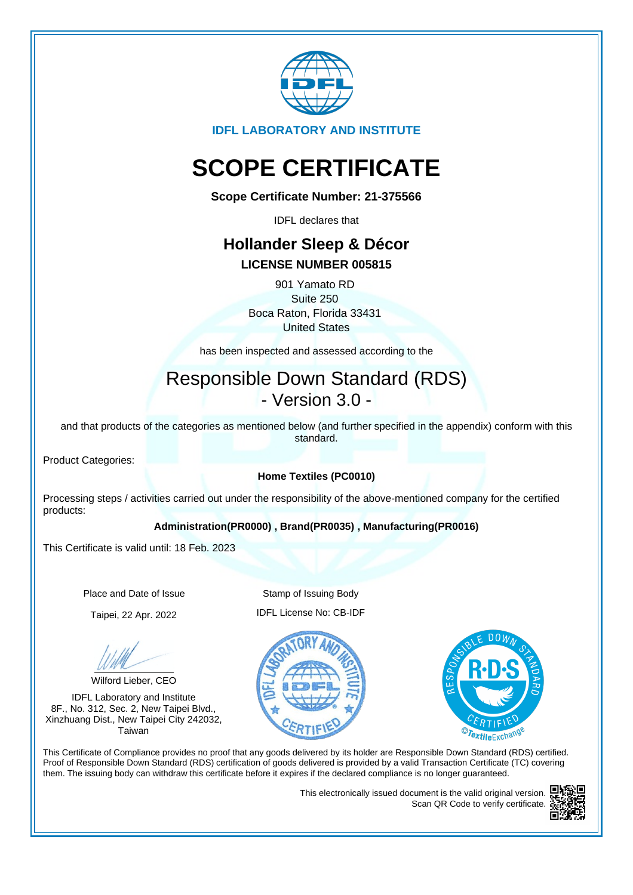IDFL LABORATORY AND INSTITUTE

# SCOPE CERTIFICATE

**Scope Certificate Number: 21-375566**

IDFL declares that

## Hollander Sleep & Décor

**LICENSE NUMBER 005815**

901 Yamato RD
Suite 250
Boca Raton, Florida 33431
United States

has been inspected and assessed according to the

## Responsible Down Standard (RDS)
## - Version 3.0 -

and that products of the categories as mentioned below (and further specified in the appendix) conform with this standard.

Product Categories:

**Home Textiles (PC0010)**

Processing steps / activities carried out under the responsibility of the above-mentioned company for the certified products:

**Administration(PR0000) , Brand(PR0035) , Manufacturing(PR0016)**

This Certificate is valid until: 18 Feb. 2023

Place and Date of Issue

Taipei, 22 Apr. 2022

Wilford Lieber, CEO

IDFL Laboratory and Institute
8F., No. 312, Sec. 2, New Taipei Blvd.,
Xinzhuang Dist., New Taipei City 242032,
Taiwan

Stamp of Issuing Body

IDFL License No: CB-IDF

This Certificate of Compliance provides no proof that any goods delivered by its holder are Responsible Down Standard (RDS) certified. Proof of Responsible Down Standard (RDS) certification of goods delivered is provided by a valid Transaction Certificate (TC) covering them. The issuing body can withdraw this certificate before it expires if the declared compliance is no longer guaranteed.

This electronically issued document is the valid original version.
Scan QR Code to verify certificate.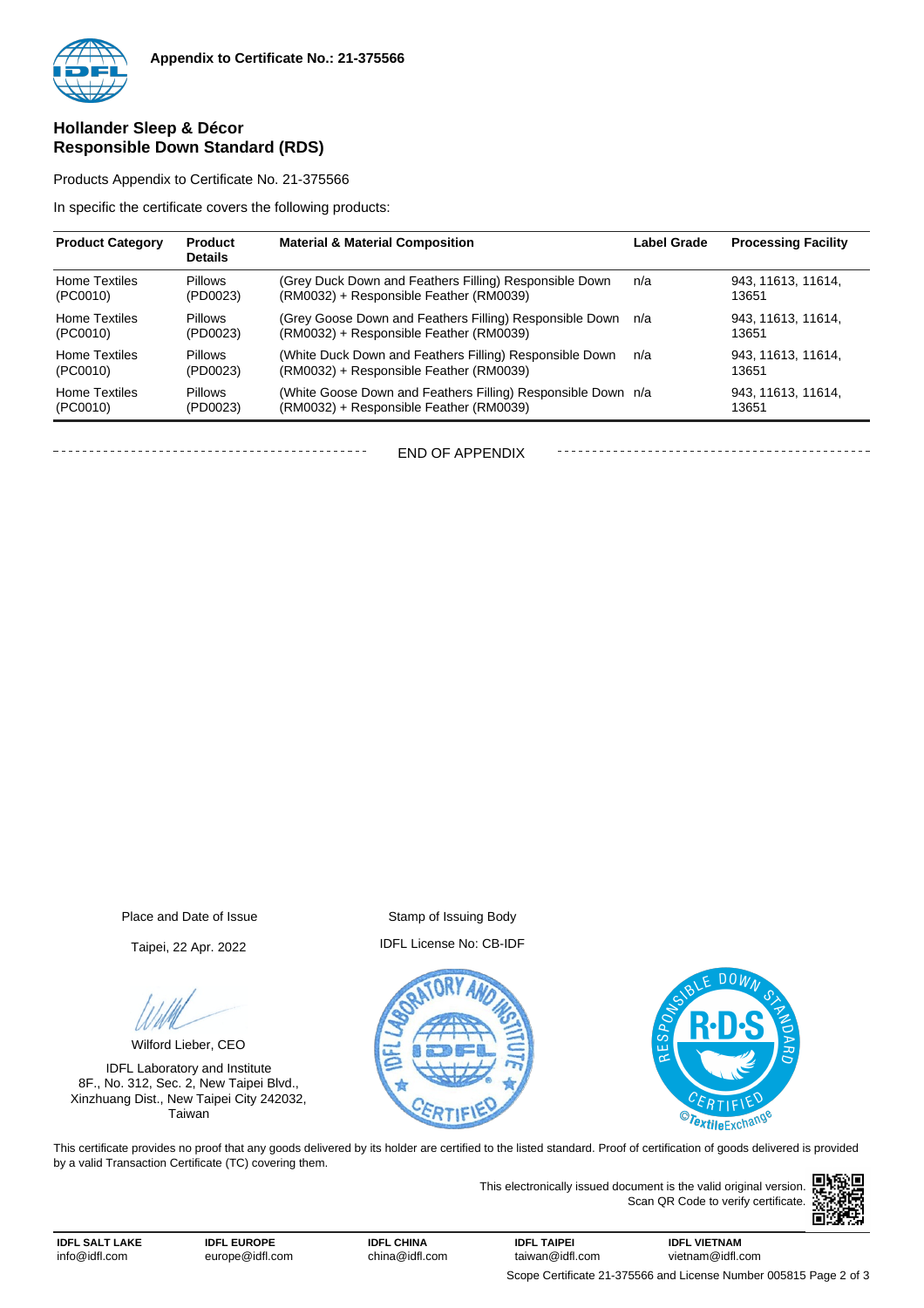**Appendix to Certificate No.: 21-375566**

## Hollander Sleep & Décor
## Responsible Down Standard (RDS)

Products Appendix to Certificate No. 21-375566

In specific the certificate covers the following products:

| Product Category | Product Details | Material & Material Composition | Label Grade | Processing Facility |
|---|---|---|---|---|
| Home Textiles (PC0010) | Pillows (PD0023) | (Grey Duck Down and Feathers Filling) Responsible Down (RM0032) + Responsible Feather (RM0039) | n/a | 943, 11613, 11614, 13651 |
| Home Textiles (PC0010) | Pillows (PD0023) | (Grey Goose Down and Feathers Filling) Responsible Down (RM0032) + Responsible Feather (RM0039) | n/a | 943, 11613, 11614, 13651 |
| Home Textiles (PC0010) | Pillows (PD0023) | (White Duck Down and Feathers Filling) Responsible Down (RM0032) + Responsible Feather (RM0039) | n/a | 943, 11613, 11614, 13651 |
| Home Textiles (PC0010) | Pillows (PD0023) | (White Goose Down and Feathers Filling) Responsible Down (RM0032) + Responsible Feather (RM0039) | n/a | 943, 11613, 11614, 13651 |

END OF APPENDIX

Place and Date of Issue

Taipei, 22 Apr. 2022

Wilford Lieber, CEO

IDFL Laboratory and Institute
8F., No. 312, Sec. 2, New Taipei Blvd.,
Xinzhuang Dist., New Taipei City 242032,
Taiwan

Stamp of Issuing Body

IDFL License No: CB-IDF

This certificate provides no proof that any goods delivered by its holder are certified to the listed standard. Proof of certification of goods delivered is provided by a valid Transaction Certificate (TC) covering them.

This electronically issued document is the valid original version.
Scan QR Code to verify certificate.

**IDFL SALT LAKE** info@idfl.com | **IDFL EUROPE** europe@idfl.com | **IDFL CHINA** china@idfl.com | **IDFL TAIPEI** taiwan@idfl.com | **IDFL VIETNAM** vietnam@idfl.com

Scope Certificate 21-375566 and License Number 005815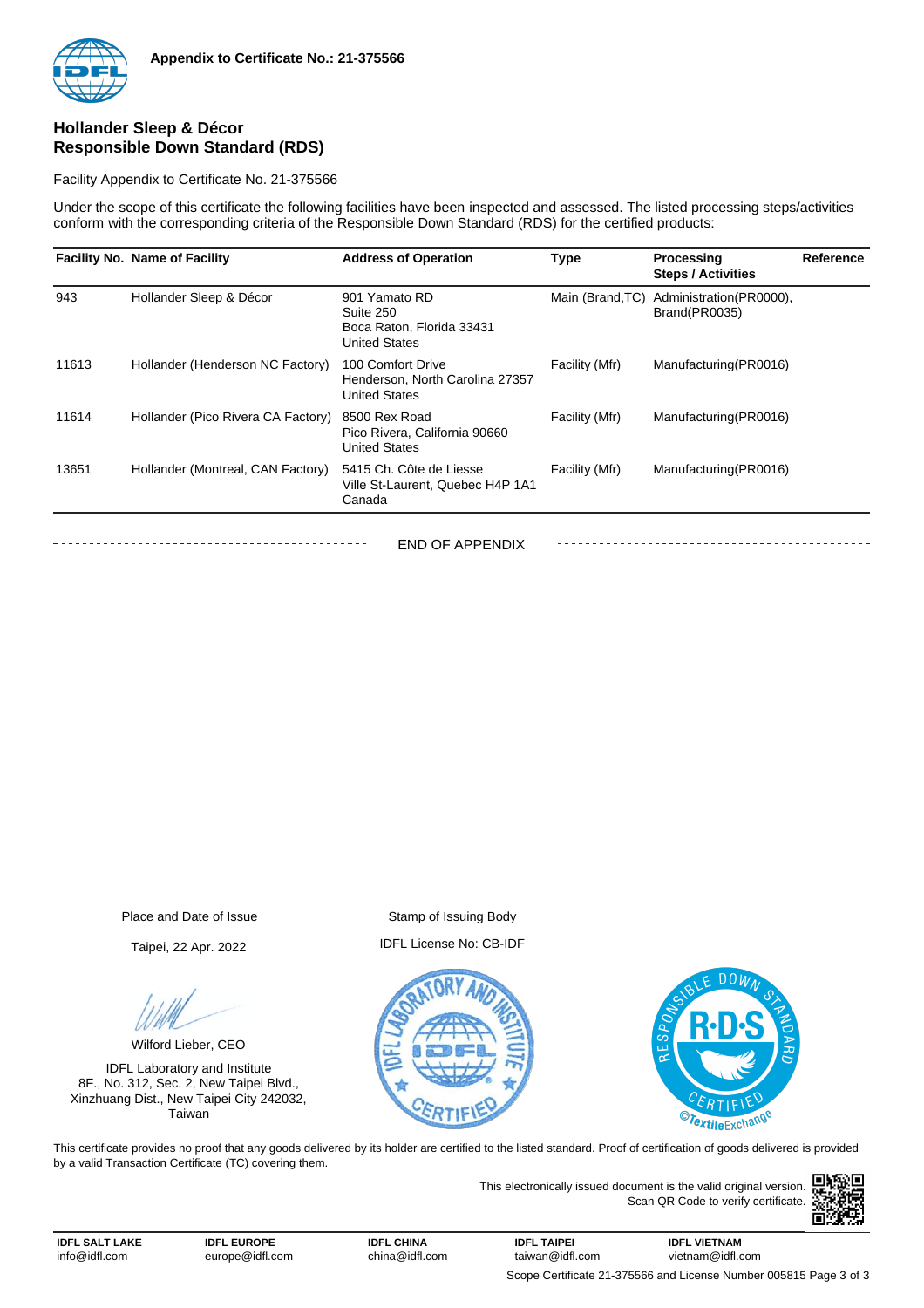**Appendix to Certificate No.: 21-375566**

## Hollander Sleep & Décor
## Responsible Down Standard (RDS)

Facility Appendix to Certificate No. 21-375566

Under the scope of this certificate the following facilities have been inspected and assessed. The listed processing steps/activities conform with the corresponding criteria of the Responsible Down Standard (RDS) for the certified products:

| Facility No. | Name of Facility | Address of Operation | Type | Processing Steps / Activities | Reference |
|---|---|---|---|---|---|
| 943 | Hollander Sleep & Décor | 901 Yamato RD<br>Suite 250<br>Boca Raton, Florida 33431<br>United States | Main (Brand,TC) | Administration(PR0000), Brand(PR0035) | |
| 11613 | Hollander (Henderson NC Factory) | 100 Comfort Drive<br>Henderson, North Carolina 27357<br>United States | Facility (Mfr) | Manufacturing(PR0016) | |
| 11614 | Hollander (Pico Rivera CA Factory) | 8500 Rex Road<br>Pico Rivera, California 90660<br>United States | Facility (Mfr) | Manufacturing(PR0016) | |
| 13651 | Hollander (Montreal, CAN Factory) | 5415 Ch. Côte de Liesse<br>Ville St-Laurent, Quebec H4P 1A1<br>Canada | Facility (Mfr) | Manufacturing(PR0016) | |

END OF APPENDIX

Place and Date of Issue

Taipei, 22 Apr. 2022

Wilford Lieber, CEO

IDFL Laboratory and Institute
8F., No. 312, Sec. 2, New Taipei Blvd.,
Xinzhuang Dist., New Taipei City 242032,
Taiwan

Stamp of Issuing Body

IDFL License No: CB-IDF

This certificate provides no proof that any goods delivered by its holder are certified to the listed standard. Proof of certification of goods delivered is provided by a valid Transaction Certificate (TC) covering them.

This electronically issued document is the valid original version.
Scan QR Code to verify certificate.

**IDFL SALT LAKE** info@idfl.com | **IDFL EUROPE** europe@idfl.com | **IDFL CHINA** china@idfl.com | **IDFL TAIPEI** taiwan@idfl.com | **IDFL VIETNAM** vietnam@idfl.com

Scope Certificate 21-375566 and License Number 005815